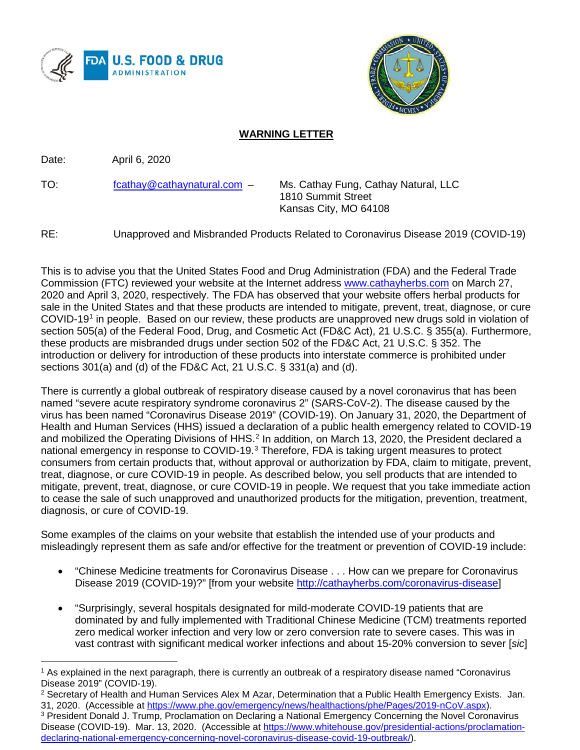# WARNING LETTER

Date: April 6, 2020

TO: fcathay@cathaynatural.com – Ms. Cathay Fung, Cathay Natural, LLC
1810 Summit Street
Kansas City, MO 64108

RE: Unapproved and Misbranded Products Related to Coronavirus Disease 2019 (COVID-19)

This is to advise you that the United States Food and Drug Administration (FDA) and the Federal Trade Commission (FTC) reviewed your website at the Internet address www.cathayherbs.com on March 27, 2020 and April 3, 2020, respectively. The FDA has observed that your website offers herbal products for sale in the United States and that these products are intended to mitigate, prevent, treat, diagnose, or cure COVID-19[1] in people. Based on our review, these products are unapproved new drugs sold in violation of section 505(a) of the Federal Food, Drug, and Cosmetic Act (FD&C Act), 21 U.S.C. § 355(a). Furthermore, these products are misbranded drugs under section 502 of the FD&C Act, 21 U.S.C. § 352. The introduction or delivery for introduction of these products into interstate commerce is prohibited under sections 301(a) and (d) of the FD&C Act, 21 U.S.C. § 331(a) and (d).

There is currently a global outbreak of respiratory disease caused by a novel coronavirus that has been named "severe acute respiratory syndrome coronavirus 2" (SARS-CoV-2). The disease caused by the virus has been named "Coronavirus Disease 2019" (COVID-19). On January 31, 2020, the Department of Health and Human Services (HHS) issued a declaration of a public health emergency related to COVID-19 and mobilized the Operating Divisions of HHS.[2] In addition, on March 13, 2020, the President declared a national emergency in response to COVID-19.[3] Therefore, FDA is taking urgent measures to protect consumers from certain products that, without approval or authorization by FDA, claim to mitigate, prevent, treat, diagnose, or cure COVID-19 in people. As described below, you sell products that are intended to mitigate, prevent, treat, diagnose, or cure COVID-19 in people. We request that you take immediate action to cease the sale of such unapproved and unauthorized products for the mitigation, prevention, treatment, diagnosis, or cure of COVID-19.

Some examples of the claims on your website that establish the intended use of your products and misleadingly represent them as safe and/or effective for the treatment or prevention of COVID-19 include:

- "Chinese Medicine treatments for Coronavirus Disease . . . How can we prepare for Coronavirus Disease 2019 (COVID-19)?" [from your website http://cathayherbs.com/coronavirus-disease]
- "Surprisingly, several hospitals designated for mild-moderate COVID-19 patients that are dominated by and fully implemented with Traditional Chinese Medicine (TCM) treatments reported zero medical worker infection and very low or zero conversion rate to severe cases. This was in vast contrast with significant medical worker infections and about 15-20% conversion to sever [*sic*]

---

[1] As explained in the next paragraph, there is currently an outbreak of a respiratory disease named "Coronavirus Disease 2019" (COVID-19).

[2] Secretary of Health and Human Services Alex M Azar, Determination that a Public Health Emergency Exists. Jan. 31, 2020. (Accessible at https://www.phe.gov/emergency/news/healthactions/phe/Pages/2019-nCoV.aspx).

[3] President Donald J. Trump, Proclamation on Declaring a National Emergency Concerning the Novel Coronavirus Disease (COVID-19). Mar. 13, 2020. (Accessible at https://www.whitehouse.gov/presidential-actions/proclamation-declaring-national-emergency-concerning-novel-coronavirus-disease-covid-19-outbreak/).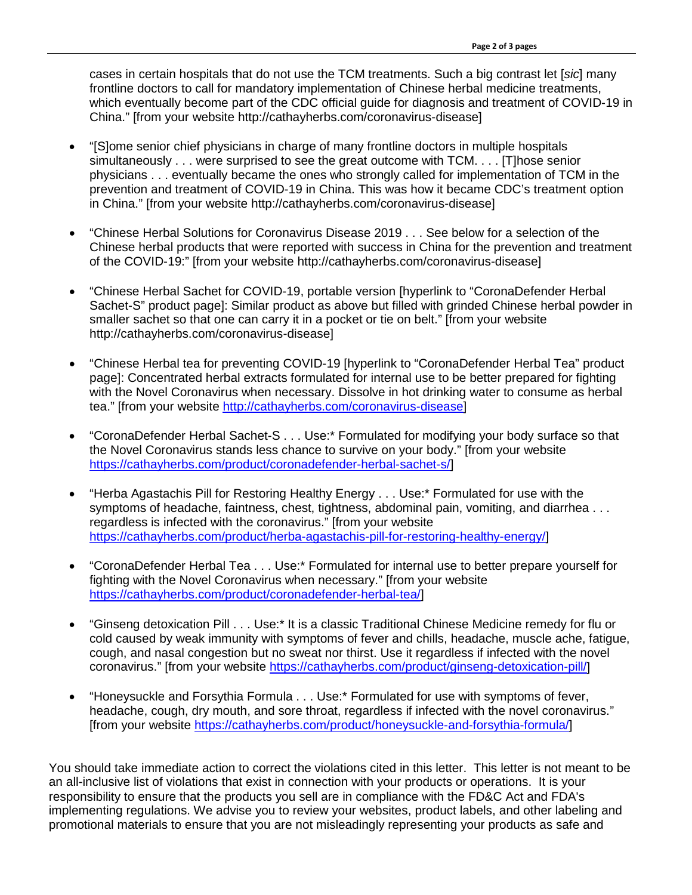cases in certain hospitals that do not use the TCM treatments. Such a big contrast let [*sic*] many frontline doctors to call for mandatory implementation of Chinese herbal medicine treatments, which eventually become part of the CDC official guide for diagnosis and treatment of COVID-19 in China." [from your website http://cathayherbs.com/coronavirus-disease]

- "[S]ome senior chief physicians in charge of many frontline doctors in multiple hospitals simultaneously . . . were surprised to see the great outcome with TCM. . . . [T]hose senior physicians . . . eventually became the ones who strongly called for implementation of TCM in the prevention and treatment of COVID-19 in China. This was how it became CDC's treatment option in China." [from your website http://cathayherbs.com/coronavirus-disease]

- "Chinese Herbal Solutions for Coronavirus Disease 2019 . . . See below for a selection of the Chinese herbal products that were reported with success in China for the prevention and treatment of the COVID-19:" [from your website http://cathayherbs.com/coronavirus-disease]

- "Chinese Herbal Sachet for COVID-19, portable version [hyperlink to "CoronaDefender Herbal Sachet-S" product page]: Similar product as above but filled with grinded Chinese herbal powder in smaller sachet so that one can carry it in a pocket or tie on belt." [from your website http://cathayherbs.com/coronavirus-disease]

- "Chinese Herbal tea for preventing COVID-19 [hyperlink to "CoronaDefender Herbal Tea" product page]: Concentrated herbal extracts formulated for internal use to be better prepared for fighting with the Novel Coronavirus when necessary. Dissolve in hot drinking water to consume as herbal tea." [from your website http://cathayherbs.com/coronavirus-disease]

- "CoronaDefender Herbal Sachet-S . . . Use:* Formulated for modifying your body surface so that the Novel Coronavirus stands less chance to survive on your body." [from your website https://cathayherbs.com/product/coronadefender-herbal-sachet-s/]

- "Herba Agastachis Pill for Restoring Healthy Energy . . . Use:* Formulated for use with the symptoms of headache, faintness, chest, tightness, abdominal pain, vomiting, and diarrhea . . . regardless is infected with the coronavirus." [from your website https://cathayherbs.com/product/herba-agastachis-pill-for-restoring-healthy-energy/]

- "CoronaDefender Herbal Tea . . . Use:* Formulated for internal use to better prepare yourself for fighting with the Novel Coronavirus when necessary." [from your website https://cathayherbs.com/product/coronadefender-herbal-tea/]

- "Ginseng detoxication Pill . . . Use:* It is a classic Traditional Chinese Medicine remedy for flu or cold caused by weak immunity with symptoms of fever and chills, headache, muscle ache, fatigue, cough, and nasal congestion but no sweat nor thirst. Use it regardless if infected with the novel coronavirus." [from your website https://cathayherbs.com/product/ginseng-detoxication-pill/]

- "Honeysuckle and Forsythia Formula . . . Use:* Formulated for use with symptoms of fever, headache, cough, dry mouth, and sore throat, regardless if infected with the novel coronavirus." [from your website https://cathayherbs.com/product/honeysuckle-and-forsythia-formula/]

You should take immediate action to correct the violations cited in this letter. This letter is not meant to be an all-inclusive list of violations that exist in connection with your products or operations. It is your responsibility to ensure that the products you sell are in compliance with the FD&C Act and FDA's implementing regulations. We advise you to review your websites, product labels, and other labeling and promotional materials to ensure that you are not misleadingly representing your products as safe and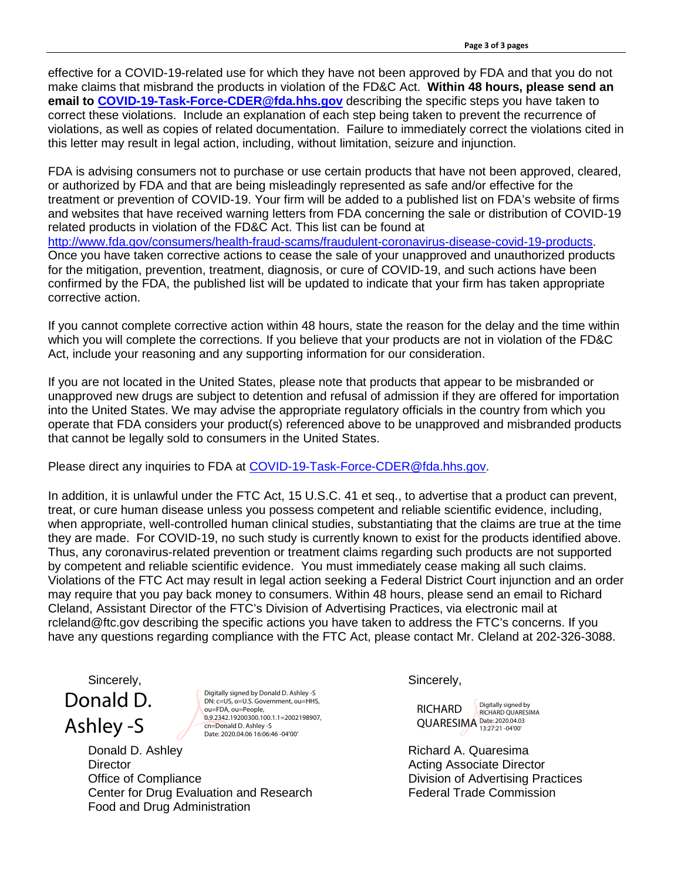effective for a COVID-19-related use for which they have not been approved by FDA and that you do not make claims that misbrand the products in violation of the FD&C Act. **Within 48 hours, please send an email to [COVID-19-Task-Force-CDER@fda.hhs.gov](mailto:COVID-19-Task-Force-CDER@fda.hhs.gov)** describing the specific steps you have taken to correct these violations. Include an explanation of each step being taken to prevent the recurrence of violations, as well as copies of related documentation. Failure to immediately correct the violations cited in this letter may result in legal action, including, without limitation, seizure and injunction.

FDA is advising consumers not to purchase or use certain products that have not been approved, cleared, or authorized by FDA and that are being misleadingly represented as safe and/or effective for the treatment or prevention of COVID-19. Your firm will be added to a published list on FDA's website of firms and websites that have received warning letters from FDA concerning the sale or distribution of COVID-19 related products in violation of the FD&C Act. This list can be found at http://www.fda.gov/consumers/health-fraud-scams/fraudulent-coronavirus-disease-covid-19-products. Once you have taken corrective actions to cease the sale of your unapproved and unauthorized products for the mitigation, prevention, treatment, diagnosis, or cure of COVID-19, and such actions have been confirmed by the FDA, the published list will be updated to indicate that your firm has taken appropriate corrective action.

If you cannot complete corrective action within 48 hours, state the reason for the delay and the time within which you will complete the corrections. If you believe that your products are not in violation of the FD&C Act, include your reasoning and any supporting information for our consideration.

If you are not located in the United States, please note that products that appear to be misbranded or unapproved new drugs are subject to detention and refusal of admission if they are offered for importation into the United States. We may advise the appropriate regulatory officials in the country from which you operate that FDA considers your product(s) referenced above to be unapproved and misbranded products that cannot be legally sold to consumers in the United States.

Please direct any inquiries to FDA at COVID-19-Task-Force-CDER@fda.hhs.gov.

In addition, it is unlawful under the FTC Act, 15 U.S.C. 41 et seq., to advertise that a product can prevent, treat, or cure human disease unless you possess competent and reliable scientific evidence, including, when appropriate, well-controlled human clinical studies, substantiating that the claims are true at the time they are made. For COVID-19, no such study is currently known to exist for the products identified above. Thus, any coronavirus-related prevention or treatment claims regarding such products are not supported by competent and reliable scientific evidence. You must immediately cease making all such claims. Violations of the FTC Act may result in legal action seeking a Federal District Court injunction and an order may require that you pay back money to consumers. Within 48 hours, please send an email to Richard Cleland, Assistant Director of the FTC's Division of Advertising Practices, via electronic mail at rcleland@ftc.gov describing the specific actions you have taken to address the FTC's concerns. If you have any questions regarding compliance with the FTC Act, please contact Mr. Cleland at 202-326-3088.

Sincerely,

Donald D. Ashley -S

Digitally signed by Donald D. Ashley -S
DN: c=US, o=U.S. Government, ou=HHS, ou=FDA, ou=People, 0.9.2342.19200300.100.1.1=2002198907, cn=Donald D. Ashley -S
Date: 2020.04.06 16:06:46 -04'00'

Donald D. Ashley
Director
Office of Compliance
Center for Drug Evaluation and Research
Food and Drug Administration

Sincerely,

RICHARD QUARESIMA

Digitally signed by RICHARD QUARESIMA
Date: 2020.04.03 13:27:21 -04'00'

Richard A. Quaresima
Acting Associate Director
Division of Advertising Practices
Federal Trade Commission